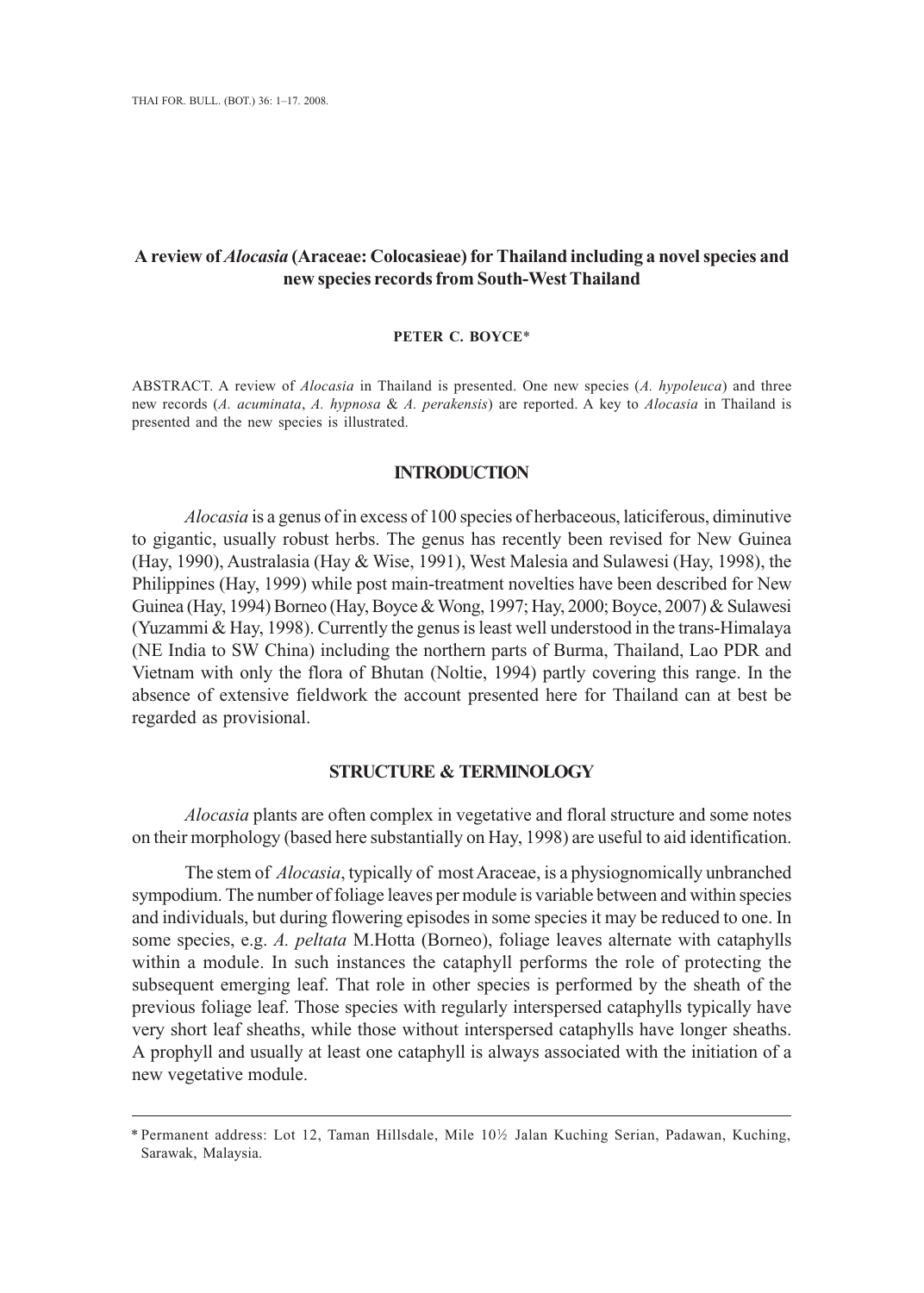# A review of *Alocasia* (Araceae: Colocasieae) for Thailand including a novel species and new species records from South-West Thailand

**PETER C. BOYCE***

ABSTRACT. A review of *Alocasia* in Thailand is presented. One new species (*A. hypoleuca*) and three new records (*A. acuminata*, *A. hypnosa* & *A. perakensis*) are reported. A key to *Alocasia* in Thailand is presented and the new species is illustrated.

## INTRODUCTION

*Alocasia* is a genus of in excess of 100 species of herbaceous, laticiferous, diminutive to gigantic, usually robust herbs. The genus has recently been revised for New Guinea (Hay, 1990), Australasia (Hay & Wise, 1991), West Malesia and Sulawesi (Hay, 1998), the Philippines (Hay, 1999) while post main-treatment novelties have been described for New Guinea (Hay, 1994) Borneo (Hay, Boyce & Wong, 1997; Hay, 2000; Boyce, 2007) & Sulawesi (Yuzammi & Hay, 1998). Currently the genus is least well understood in the trans-Himalaya (NE India to SW China) including the northern parts of Burma, Thailand, Lao PDR and Vietnam with only the flora of Bhutan (Noltie, 1994) partly covering this range. In the absence of extensive fieldwork the account presented here for Thailand can at best be regarded as provisional.

## STRUCTURE & TERMINOLOGY

*Alocasia* plants are often complex in vegetative and floral structure and some notes on their morphology (based here substantially on Hay, 1998) are useful to aid identification.

The stem of *Alocasia*, typically of most Araceae, is a physiognomically unbranched sympodium. The number of foliage leaves per module is variable between and within species and individuals, but during flowering episodes in some species it may be reduced to one. In some species, e.g. *A. peltata* M.Hotta (Borneo), foliage leaves alternate with cataphylls within a module. In such instances the cataphyll performs the role of protecting the subsequent emerging leaf. That role in other species is performed by the sheath of the previous foliage leaf. Those species with regularly interspersed cataphylls typically have very short leaf sheaths, while those without interspersed cataphylls have longer sheaths. A prophyll and usually at least one cataphyll is always associated with the initiation of a new vegetative module.

---

\* Permanent address: Lot 12, Taman Hillsdale, Mile 10½ Jalan Kuching Serian, Padawan, Kuching, Sarawak, Malaysia.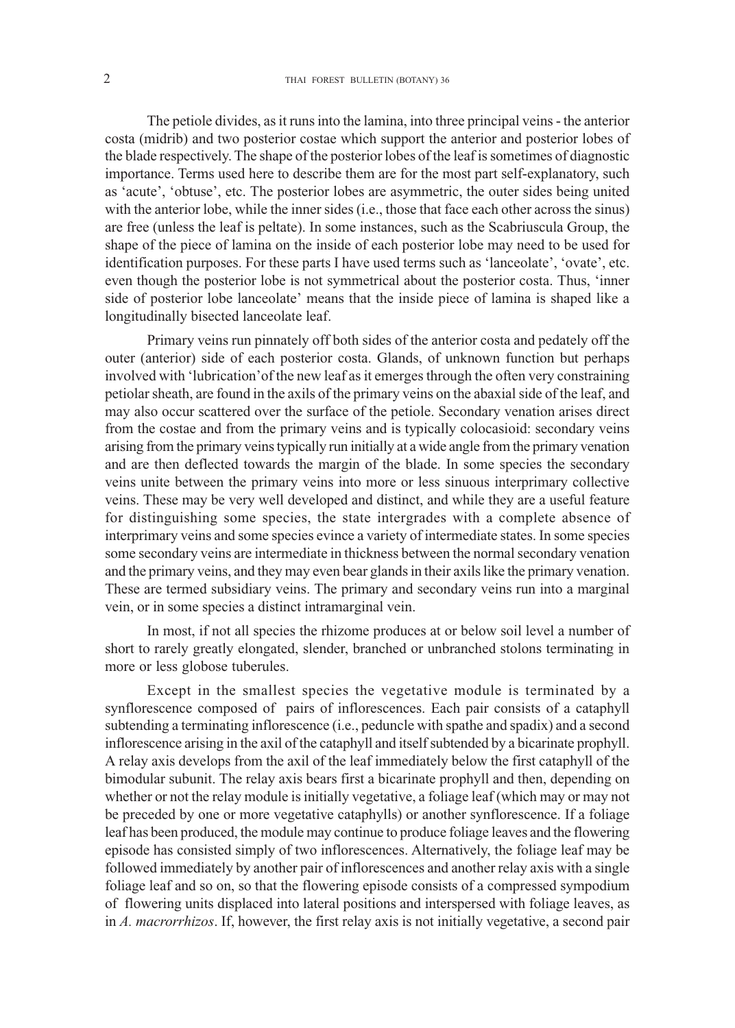The petiole divides, as it runs into the lamina, into three principal veins - the anterior costa (midrib) and two posterior costae which support the anterior and posterior lobes of the blade respectively. The shape of the posterior lobes of the leaf is sometimes of diagnostic importance. Terms used here to describe them are for the most part self-explanatory, such as 'acute', 'obtuse', etc. The posterior lobes are asymmetric, the outer sides being united with the anterior lobe, while the inner sides (i.e., those that face each other across the sinus) are free (unless the leaf is peltate). In some instances, such as the Scabriuscula Group, the shape of the piece of lamina on the inside of each posterior lobe may need to be used for identification purposes. For these parts I have used terms such as 'lanceolate', 'ovate', etc. even though the posterior lobe is not symmetrical about the posterior costa. Thus, 'inner side of posterior lobe lanceolate' means that the inside piece of lamina is shaped like a longitudinally bisected lanceolate leaf.

Primary veins run pinnately off both sides of the anterior costa and pedately off the outer (anterior) side of each posterior costa. Glands, of unknown function but perhaps involved with 'lubrication' of the new leaf as it emerges through the often very constraining petiolar sheath, are found in the axils of the primary veins on the abaxial side of the leaf, and may also occur scattered over the surface of the petiole. Secondary venation arises direct from the costae and from the primary veins and is typically colocasioid: secondary veins arising from the primary veins typically run initially at a wide angle from the primary venation and are then deflected towards the margin of the blade. In some species the secondary veins unite between the primary veins into more or less sinuous interprimary collective veins. These may be very well developed and distinct, and while they are a useful feature for distinguishing some species, the state intergrades with a complete absence of interprimary veins and some species evince a variety of intermediate states. In some species some secondary veins are intermediate in thickness between the normal secondary venation and the primary veins, and they may even bear glands in their axils like the primary venation. These are termed subsidiary veins. The primary and secondary veins run into a marginal vein, or in some species a distinct intramarginal vein.

In most, if not all species the rhizome produces at or below soil level a number of short to rarely greatly elongated, slender, branched or unbranched stolons terminating in more or less globose tuberules.

Except in the smallest species the vegetative module is terminated by a synflorescence composed of pairs of inflorescences. Each pair consists of a cataphyll subtending a terminating inflorescence (i.e., peduncle with spathe and spadix) and a second inflorescence arising in the axil of the cataphyll and itself subtended by a bicarinate prophyll. A relay axis develops from the axil of the leaf immediately below the first cataphyll of the bimodular subunit. The relay axis bears first a bicarinate prophyll and then, depending on whether or not the relay module is initially vegetative, a foliage leaf (which may or may not be preceded by one or more vegetative cataphylls) or another synflorescence. If a foliage leaf has been produced, the module may continue to produce foliage leaves and the flowering episode has consisted simply of two inflorescences. Alternatively, the foliage leaf may be followed immediately by another pair of inflorescences and another relay axis with a single foliage leaf and so on, so that the flowering episode consists of a compressed sympodium of flowering units displaced into lateral positions and interspersed with foliage leaves, as in *A. macrorrhizos*. If, however, the first relay axis is not initially vegetative, a second pair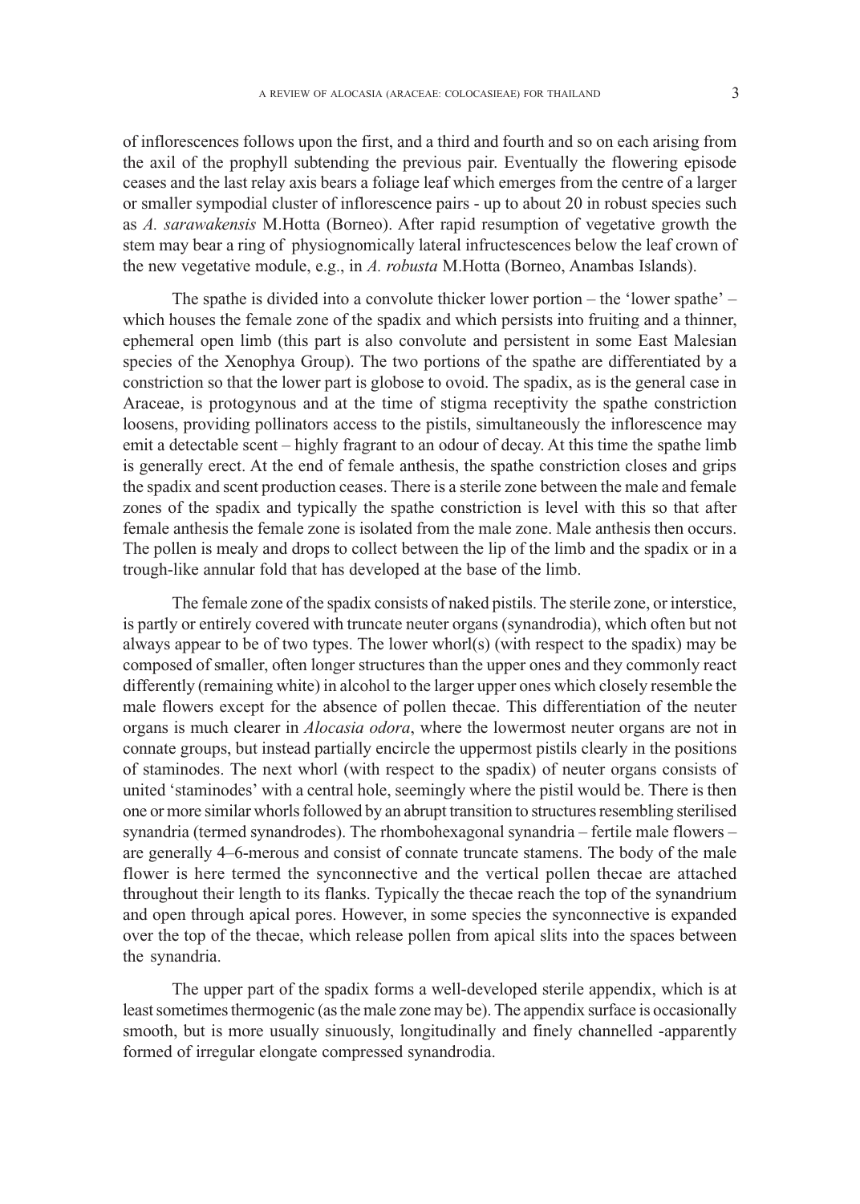of inflorescences follows upon the first, and a third and fourth and so on each arising from the axil of the prophyll subtending the previous pair. Eventually the flowering episode ceases and the last relay axis bears a foliage leaf which emerges from the centre of a larger or smaller sympodial cluster of inflorescence pairs - up to about 20 in robust species such as *A. sarawakensis* M.Hotta (Borneo). After rapid resumption of vegetative growth the stem may bear a ring of physiognomically lateral infructescences below the leaf crown of the new vegetative module, e.g., in *A. robusta* M.Hotta (Borneo, Anambas Islands).

The spathe is divided into a convolute thicker lower portion – the 'lower spathe' – which houses the female zone of the spadix and which persists into fruiting and a thinner, ephemeral open limb (this part is also convolute and persistent in some East Malesian species of the Xenophya Group). The two portions of the spathe are differentiated by a constriction so that the lower part is globose to ovoid. The spadix, as is the general case in Araceae, is protogynous and at the time of stigma receptivity the spathe constriction loosens, providing pollinators access to the pistils, simultaneously the inflorescence may emit a detectable scent – highly fragrant to an odour of decay. At this time the spathe limb is generally erect. At the end of female anthesis, the spathe constriction closes and grips the spadix and scent production ceases. There is a sterile zone between the male and female zones of the spadix and typically the spathe constriction is level with this so that after female anthesis the female zone is isolated from the male zone. Male anthesis then occurs. The pollen is mealy and drops to collect between the lip of the limb and the spadix or in a trough-like annular fold that has developed at the base of the limb.

The female zone of the spadix consists of naked pistils. The sterile zone, or interstice, is partly or entirely covered with truncate neuter organs (synandrodia), which often but not always appear to be of two types. The lower whorl(s) (with respect to the spadix) may be composed of smaller, often longer structures than the upper ones and they commonly react differently (remaining white) in alcohol to the larger upper ones which closely resemble the male flowers except for the absence of pollen thecae. This differentiation of the neuter organs is much clearer in *Alocasia odora*, where the lowermost neuter organs are not in connate groups, but instead partially encircle the uppermost pistils clearly in the positions of staminodes. The next whorl (with respect to the spadix) of neuter organs consists of united 'staminodes' with a central hole, seemingly where the pistil would be. There is then one or more similar whorls followed by an abrupt transition to structures resembling sterilised synandria (termed synandrodes). The rhombohexagonal synandria – fertile male flowers – are generally 4–6-merous and consist of connate truncate stamens. The body of the male flower is here termed the synconnective and the vertical pollen thecae are attached throughout their length to its flanks. Typically the thecae reach the top of the synandrium and open through apical pores. However, in some species the synconnective is expanded over the top of the thecae, which release pollen from apical slits into the spaces between the synandria.

The upper part of the spadix forms a well-developed sterile appendix, which is at least sometimes thermogenic (as the male zone may be). The appendix surface is occasionally smooth, but is more usually sinuously, longitudinally and finely channelled -apparently formed of irregular elongate compressed synandrodia.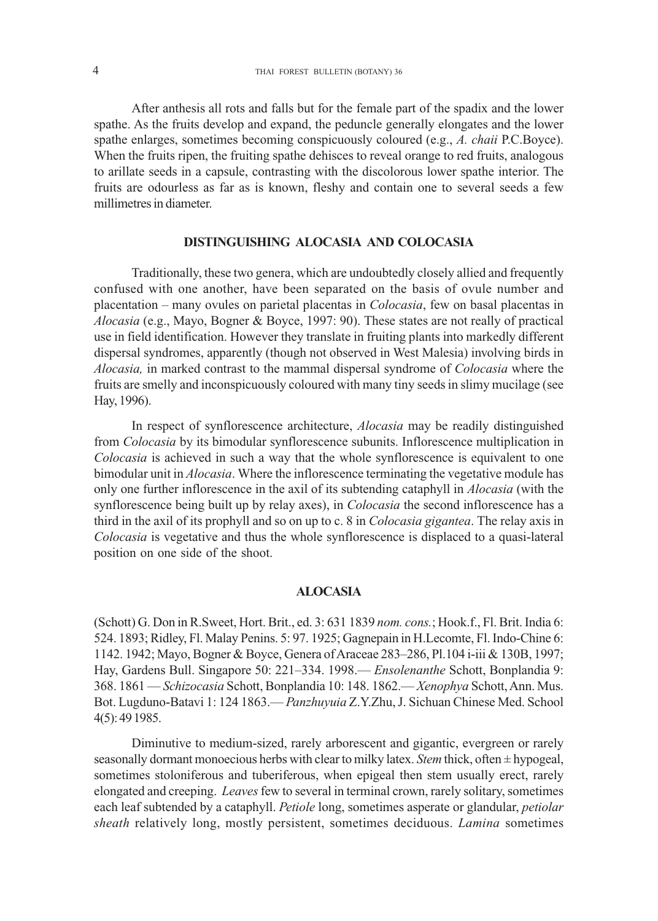After anthesis all rots and falls but for the female part of the spadix and the lower spathe. As the fruits develop and expand, the peduncle generally elongates and the lower spathe enlarges, sometimes becoming conspicuously coloured (e.g., *A. chaii* P.C.Boyce). When the fruits ripen, the fruiting spathe dehisces to reveal orange to red fruits, analogous to arillate seeds in a capsule, contrasting with the discolorous lower spathe interior. The fruits are odourless as far as is known, fleshy and contain one to several seeds a few millimetres in diameter.

## DISTINGUISHING ALOCASIA AND COLOCASIA

Traditionally, these two genera, which are undoubtedly closely allied and frequently confused with one another, have been separated on the basis of ovule number and placentation – many ovules on parietal placentas in *Colocasia*, few on basal placentas in *Alocasia* (e.g., Mayo, Bogner & Boyce, 1997: 90). These states are not really of practical use in field identification. However they translate in fruiting plants into markedly different dispersal syndromes, apparently (though not observed in West Malesia) involving birds in *Alocasia,* in marked contrast to the mammal dispersal syndrome of *Colocasia* where the fruits are smelly and inconspicuously coloured with many tiny seeds in slimy mucilage (see Hay, 1996).

In respect of synflorescence architecture, *Alocasia* may be readily distinguished from *Colocasia* by its bimodular synflorescence subunits. Inflorescence multiplication in *Colocasia* is achieved in such a way that the whole synflorescence is equivalent to one bimodular unit in *Alocasia*. Where the inflorescence terminating the vegetative module has only one further inflorescence in the axil of its subtending cataphyll in *Alocasia* (with the synflorescence being built up by relay axes), in *Colocasia* the second inflorescence has a third in the axil of its prophyll and so on up to c. 8 in *Colocasia gigantea*. The relay axis in *Colocasia* is vegetative and thus the whole synflorescence is displaced to a quasi-lateral position on one side of the shoot.

## ALOCASIA

(Schott) G. Don in R.Sweet, Hort. Brit., ed. 3: 631 1839 *nom. cons.*; Hook.f., Fl. Brit. India 6: 524. 1893; Ridley, Fl. Malay Penins. 5: 97. 1925; Gagnepain in H.Lecomte, Fl. Indo-Chine 6: 1142. 1942; Mayo, Bogner & Boyce, Genera of Araceae 283–286, Pl.104 i-iii & 130B, 1997; Hay, Gardens Bull. Singapore 50: 221–334. 1998.— *Ensolenanthe* Schott, Bonplandia 9: 368. 1861 — *Schizocasia* Schott, Bonplandia 10: 148. 1862.— *Xenophya* Schott, Ann. Mus. Bot. Lugduno-Batavi 1: 124 1863.— *Panzhuyuia* Z.Y.Zhu, J. Sichuan Chinese Med. School 4(5): 49 1985.

Diminutive to medium-sized, rarely arborescent and gigantic, evergreen or rarely seasonally dormant monoecious herbs with clear to milky latex. *Stem* thick, often ± hypogeal, sometimes stoloniferous and tuberiferous, when epigeal then stem usually erect, rarely elongated and creeping. *Leaves* few to several in terminal crown, rarely solitary, sometimes each leaf subtended by a cataphyll. *Petiole* long, sometimes asperate or glandular, *petiolar sheath* relatively long, mostly persistent, sometimes deciduous. *Lamina* sometimes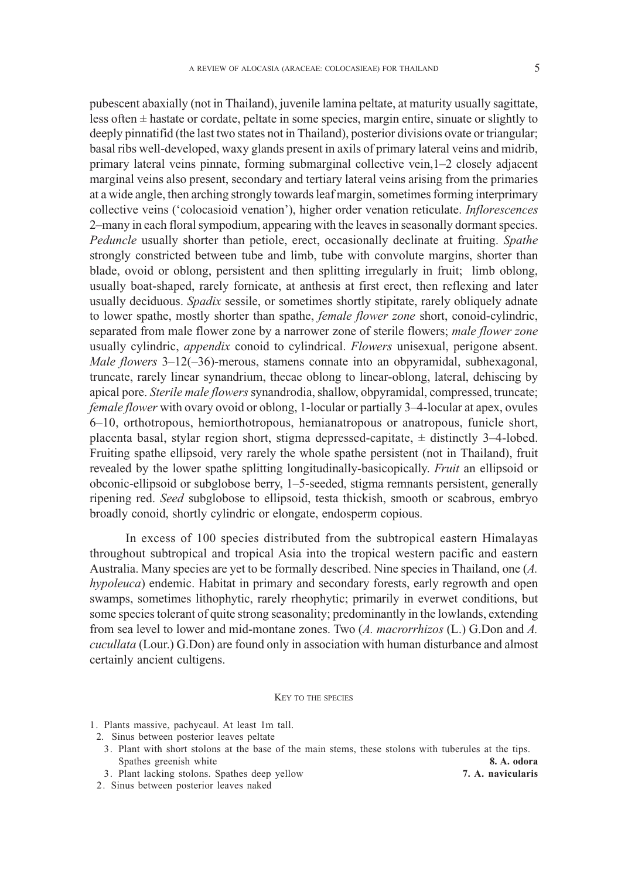pubescent abaxially (not in Thailand), juvenile lamina peltate, at maturity usually sagittate, less often ± hastate or cordate, peltate in some species, margin entire, sinuate or slightly to deeply pinnatifid (the last two states not in Thailand), posterior divisions ovate or triangular; basal ribs well-developed, waxy glands present in axils of primary lateral veins and midrib, primary lateral veins pinnate, forming submarginal collective vein,1–2 closely adjacent marginal veins also present, secondary and tertiary lateral veins arising from the primaries at a wide angle, then arching strongly towards leaf margin, sometimes forming interprimary collective veins ('colocasioid venation'), higher order venation reticulate. *Inflorescences* 2–many in each floral sympodium, appearing with the leaves in seasonally dormant species. *Peduncle* usually shorter than petiole, erect, occasionally declinate at fruiting. *Spathe* strongly constricted between tube and limb, tube with convolute margins, shorter than blade, ovoid or oblong, persistent and then splitting irregularly in fruit; limb oblong, usually boat-shaped, rarely fornicate, at anthesis at first erect, then reflexing and later usually deciduous. *Spadix* sessile, or sometimes shortly stipitate, rarely obliquely adnate to lower spathe, mostly shorter than spathe, *female flower zone* short, conoid-cylindric, separated from male flower zone by a narrower zone of sterile flowers; *male flower zone* usually cylindric, *appendix* conoid to cylindrical. *Flowers* unisexual, perigone absent. *Male flowers* 3–12(–36)-merous, stamens connate into an obpyramidal, subhexagonal, truncate, rarely linear synandrium, thecae oblong to linear-oblong, lateral, dehiscing by apical pore. *Sterile male flowers* synandrodia, shallow, obpyramidal, compressed, truncate; *female flower* with ovary ovoid or oblong, 1-locular or partially 3–4-locular at apex, ovules 6–10, orthotropous, hemiorthotropous, hemianatropous or anatropous, funicle short, placenta basal, stylar region short, stigma depressed-capitate, ± distinctly 3–4-lobed. Fruiting spathe ellipsoid, very rarely the whole spathe persistent (not in Thailand), fruit revealed by the lower spathe splitting longitudinally-basicopically. *Fruit* an ellipsoid or obconic-ellipsoid or subglobose berry, 1–5-seeded, stigma remnants persistent, generally ripening red. *Seed* subglobose to ellipsoid, testa thickish, smooth or scabrous, embryo broadly conoid, shortly cylindric or elongate, endosperm copious.

In excess of 100 species distributed from the subtropical eastern Himalayas throughout subtropical and tropical Asia into the tropical western pacific and eastern Australia. Many species are yet to be formally described. Nine species in Thailand, one (*A. hypoleuca*) endemic. Habitat in primary and secondary forests, early regrowth and open swamps, sometimes lithophytic, rarely rheophytic; primarily in everwet conditions, but some species tolerant of quite strong seasonality; predominantly in the lowlands, extending from sea level to lower and mid-montane zones. Two (*A. macrorrhizos* (L.) G.Don and *A. cucullata* (Lour.) G.Don) are found only in association with human disturbance and almost certainly ancient cultigens.

## KEY TO THE SPECIES

1. Plants massive, pachycaul. At least 1m tall.
   2. Sinus between posterior leaves peltate
      3. Plant with short stolons at the base of the main stems, these stolons with tuberules at the tips. Spathes greenish white **8. A. odora**
      3. Plant lacking stolons. Spathes deep yellow **7. A. navicularis**
   2. Sinus between posterior leaves naked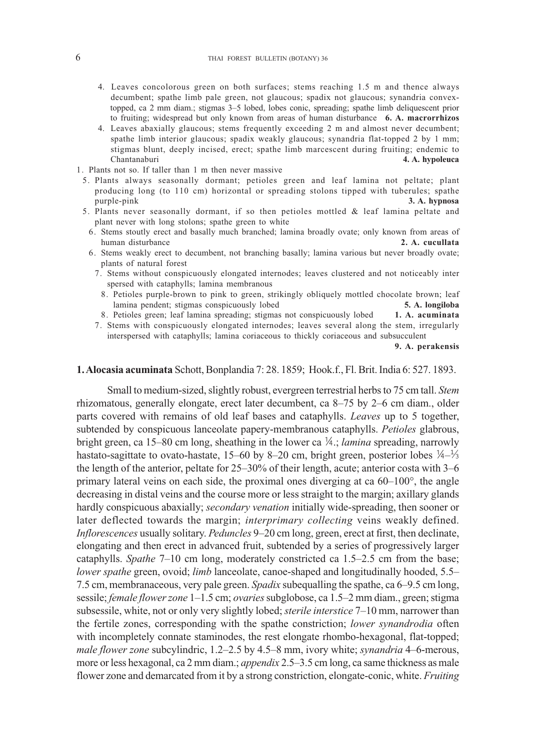4. Leaves concolorous green on both surfaces; stems reaching 1.5 m and thence always decumbent; spathe limb pale green, not glaucous; spadix not glaucous; synandria convex-topped, ca 2 mm diam.; stigmas 3–5 lobed, lobes conic, spreading; spathe limb deliquescent prior to fruiting; widespread but only known from areas of human disturbance **6. A. macrorrhizos**

4. Leaves abaxially glaucous; stems frequently exceeding 2 m and almost never decumbent; spathe limb interior glaucous; spadix weakly glaucous; synandria flat-topped 2 by 1 mm; stigmas blunt, deeply incised, erect; spathe limb marcescent during fruiting; endemic to Chantanaburi **4. A. hypoleuca**

1. Plants not so. If taller than 1 m then never massive

5. Plants always seasonally dormant; petioles green and leaf lamina not peltate; plant producing long (to 110 cm) horizontal or spreading stolons tipped with tuberules; spathe purple-pink **3. A. hypnosa**

5. Plants never seasonally dormant, if so then petioles mottled & leaf lamina peltate and plant never with long stolons; spathe green to white

6. Stems stoutly erect and basally much branched; lamina broadly ovate; only known from areas of human disturbance **2. A. cucullata**

6. Stems weakly erect to decumbent, not branching basally; lamina various but never broadly ovate; plants of natural forest

7. Stems without conspicuously elongated internodes; leaves clustered and not noticeably interspersed with cataphylls; lamina membranous

8. Petioles purple-brown to pink to green, strikingly obliquely mottled chocolate brown; leaf lamina pendent; stigmas conspicuously lobed **5. A. longiloba**

8. Petioles green; leaf lamina spreading; stigmas not conspicuously lobed **1. A. acuminata**

7. Stems with conspicuously elongated internodes; leaves several along the stem, irregularly interspersed with cataphylls; lamina coriaceous to thickly coriaceous and subsucculent **9. A. perakensis**

**1. Alocasia acuminata** Schott, Bonplandia 7: 28. 1859; Hook.f., Fl. Brit. India 6: 527. 1893.

Small to medium-sized, slightly robust, evergreen terrestrial herbs to 75 cm tall. *Stem* rhizomatous, generally elongate, erect later decumbent, ca 8–75 by 2–6 cm diam., older parts covered with remains of old leaf bases and cataphylls. *Leaves* up to 5 together, subtended by conspicuous lanceolate papery-membranous cataphylls. *Petioles* glabrous, bright green, ca 15–80 cm long, sheathing in the lower ca ¼.; *lamina* spreading, narrowly hastato-sagittate to ovato-hastate, 15–60 by 8–20 cm, bright green, posterior lobes ¼–⅓ the length of the anterior, peltate for 25–30% of their length, acute; anterior costa with 3–6 primary lateral veins on each side, the proximal ones diverging at ca 60–100°, the angle decreasing in distal veins and the course more or less straight to the margin; axillary glands hardly conspicuous abaxially; *secondary venation* initially wide-spreading, then sooner or later deflected towards the margin; *interprimary collecting* veins weakly defined. *Inflorescences* usually solitary. *Peduncles* 9–20 cm long, green, erect at first, then declinate, elongating and then erect in advanced fruit, subtended by a series of progressively larger cataphylls. *Spathe* 7–10 cm long, moderately constricted ca 1.5–2.5 cm from the base; *lower spathe* green, ovoid; *limb* lanceolate, canoe-shaped and longitudinally hooded, 5.5–7.5 cm, membranaceous, very pale green. *Spadix* subequalling the spathe, ca 6–9.5 cm long, sessile; *female flower zone* 1–1.5 cm; *ovaries* subglobose, ca 1.5–2 mm diam., green; stigma subsessile, white, not or only very slightly lobed; *sterile interstice* 7–10 mm, narrower than the fertile zones, corresponding with the spathe constriction; *lower synandrodia* often with incompletely connate staminodes, the rest elongate rhombo-hexagonal, flat-topped; *male flower zone* subcylindric, 1.2–2.5 by 4.5–8 mm, ivory white; *synandria* 4–6-merous, more or less hexagonal, ca 2 mm diam.; *appendix* 2.5–3.5 cm long, ca same thickness as male flower zone and demarcated from it by a strong constriction, elongate-conic, white. *Fruiting*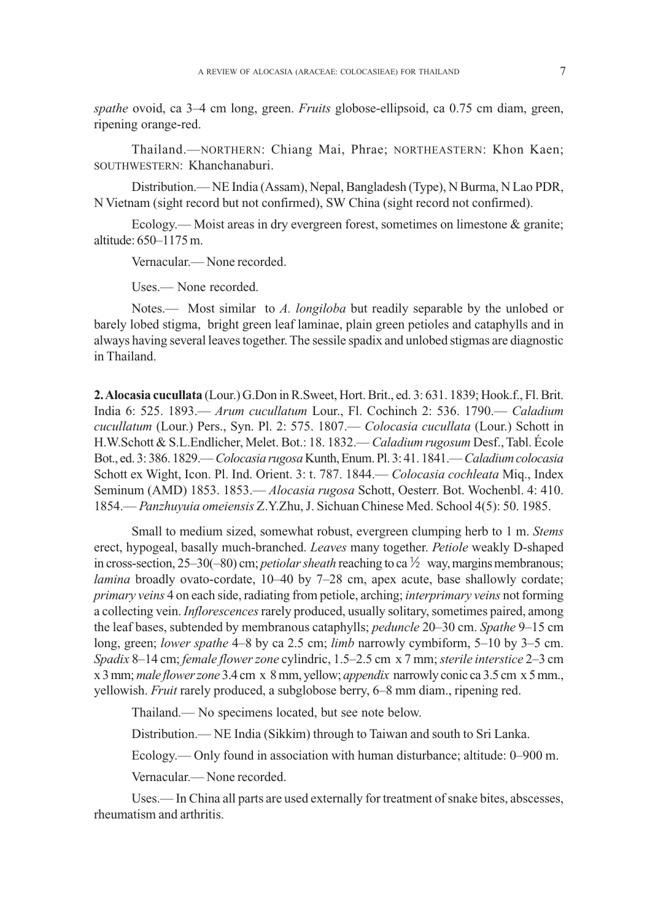*spathe* ovoid, ca 3–4 cm long, green. *Fruits* globose-ellipsoid, ca 0.75 cm diam, green, ripening orange-red.

Thailand.—NORTHERN: Chiang Mai, Phrae; NORTHEASTERN: Khon Kaen; SOUTHWESTERN: Khanchanaburi.

Distribution.— NE India (Assam), Nepal, Bangladesh (Type), N Burma, N Lao PDR, N Vietnam (sight record but not confirmed), SW China (sight record not confirmed).

Ecology.— Moist areas in dry evergreen forest, sometimes on limestone & granite; altitude: 650–1175 m.

Vernacular.— None recorded.

Uses.— None recorded.

Notes.— Most similar to *A. longiloba* but readily separable by the unlobed or barely lobed stigma, bright green leaf laminae, plain green petioles and cataphylls and in always having several leaves together. The sessile spadix and unlobed stigmas are diagnostic in Thailand.

**2. Alocasia cucullata** (Lour.) G.Don in R.Sweet, Hort. Brit., ed. 3: 631. 1839; Hook.f., Fl. Brit. India 6: 525. 1893.— *Arum cucullatum* Lour., Fl. Cochinch 2: 536. 1790.— *Caladium cucullatum* (Lour.) Pers., Syn. Pl. 2: 575. 1807.— *Colocasia cucullata* (Lour.) Schott in H.W.Schott & S.L.Endlicher, Melet. Bot.: 18. 1832.— *Caladium rugosum* Desf., Tabl. École Bot., ed. 3: 386. 1829.— *Colocasia rugosa* Kunth, Enum. Pl. 3: 41. 1841.— *Caladium colocasia* Schott ex Wight, Icon. Pl. Ind. Orient. 3: t. 787. 1844.— *Colocasia cochleata* Miq., Index Seminum (AMD) 1853. 1853.— *Alocasia rugosa* Schott, Oesterr. Bot. Wochenbl. 4: 410. 1854.— *Panzhuyuia omeiensis* Z.Y.Zhu, J. Sichuan Chinese Med. School 4(5): 50. 1985.

Small to medium sized, somewhat robust, evergreen clumping herb to 1 m. *Stems* erect, hypogeal, basally much-branched. *Leaves* many together. *Petiole* weakly D-shaped in cross-section, 25–30(–80) cm; *petiolar sheath* reaching to ca ½ way, margins membranous; *lamina* broadly ovato-cordate, 10–40 by 7–28 cm, apex acute, base shallowly cordate; *primary veins* 4 on each side, radiating from petiole, arching; *interprimary veins* not forming a collecting vein. *Inflorescences* rarely produced, usually solitary, sometimes paired, among the leaf bases, subtended by membranous cataphylls; *peduncle* 20–30 cm. *Spathe* 9–15 cm long, green; *lower spathe* 4–8 by ca 2.5 cm; *limb* narrowly cymbiform, 5–10 by 3–5 cm. *Spadix* 8–14 cm; *female flower zone* cylindric, 1.5–2.5 cm x 7 mm; *sterile interstice* 2–3 cm x 3 mm; *male flower zone* 3.4 cm x 8 mm, yellow; *appendix* narrowly conic ca 3.5 cm x 5 mm., yellowish. *Fruit* rarely produced, a subglobose berry, 6–8 mm diam., ripening red.

Thailand.— No specimens located, but see note below.

Distribution.— NE India (Sikkim) through to Taiwan and south to Sri Lanka.

Ecology.— Only found in association with human disturbance; altitude: 0–900 m.

Vernacular.— None recorded.

Uses.— In China all parts are used externally for treatment of snake bites, abscesses, rheumatism and arthritis.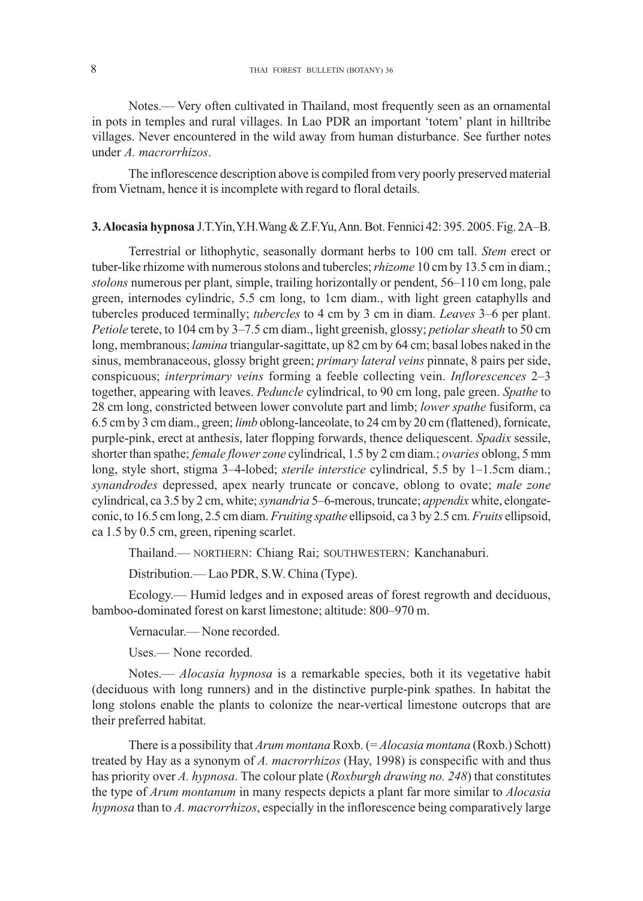Notes.— Very often cultivated in Thailand, most frequently seen as an ornamental in pots in temples and rural villages. In Lao PDR an important 'totem' plant in hilltribe villages. Never encountered in the wild away from human disturbance. See further notes under *A. macrorrhizos*.

The inflorescence description above is compiled from very poorly preserved material from Vietnam, hence it is incomplete with regard to floral details.

**3. Alocasia hypnosa** J.T.Yin, Y.H.Wang & Z.F.Yu, Ann. Bot. Fennici 42: 395. 2005. Fig. 2A–B.

Terrestrial or lithophytic, seasonally dormant herbs to 100 cm tall. *Stem* erect or tuber-like rhizome with numerous stolons and tubercles; *rhizome* 10 cm by 13.5 cm in diam.; *stolons* numerous per plant, simple, trailing horizontally or pendent, 56–110 cm long, pale green, internodes cylindric, 5.5 cm long, to 1cm diam., with light green cataphylls and tubercles produced terminally; *tubercles* to 4 cm by 3 cm in diam. *Leaves* 3–6 per plant. *Petiole* terete, to 104 cm by 3–7.5 cm diam., light greenish, glossy; *petiolar sheath* to 50 cm long, membranous; *lamina* triangular-sagittate, up 82 cm by 64 cm; basal lobes naked in the sinus, membranaceous, glossy bright green; *primary lateral veins* pinnate, 8 pairs per side, conspicuous; *interprimary veins* forming a feeble collecting vein. *Inflorescences* 2–3 together, appearing with leaves. *Peduncle* cylindrical, to 90 cm long, pale green. *Spathe* to 28 cm long, constricted between lower convolute part and limb; *lower spathe* fusiform, ca 6.5 cm by 3 cm diam., green; *limb* oblong-lanceolate, to 24 cm by 20 cm (flattened), fornicate, purple-pink, erect at anthesis, later flopping forwards, thence deliquescent. *Spadix* sessile, shorter than spathe; *female flower zone* cylindrical, 1.5 by 2 cm diam.; *ovaries* oblong, 5 mm long, style short, stigma 3–4-lobed; *sterile interstice* cylindrical, 5.5 by 1–1.5cm diam.; *synandrodes* depressed, apex nearly truncate or concave, oblong to ovate; *male zone* cylindrical, ca 3.5 by 2 cm, white; *synandria* 5–6-merous, truncate; *appendix* white, elongate-conic, to 16.5 cm long, 2.5 cm diam. *Fruiting spathe* ellipsoid, ca 3 by 2.5 cm. *Fruits* ellipsoid, ca 1.5 by 0.5 cm, green, ripening scarlet.

Thailand.— NORTHERN: Chiang Rai; SOUTHWESTERN: Kanchanaburi.

Distribution.— Lao PDR, S.W. China (Type).

Ecology.— Humid ledges and in exposed areas of forest regrowth and deciduous, bamboo-dominated forest on karst limestone; altitude: 800–970 m.

Vernacular.— None recorded.

Uses.— None recorded.

Notes.— *Alocasia hypnosa* is a remarkable species, both it its vegetative habit (deciduous with long runners) and in the distinctive purple-pink spathes. In habitat the long stolons enable the plants to colonize the near-vertical limestone outcrops that are their preferred habitat.

There is a possibility that *Arum montana* Roxb. (= *Alocasia montana* (Roxb.) Schott) treated by Hay as a synonym of *A. macrorrhizos* (Hay, 1998) is conspecific with and thus has priority over *A. hypnosa*. The colour plate (*Roxburgh drawing no. 248*) that constitutes the type of *Arum montanum* in many respects depicts a plant far more similar to *Alocasia hypnosa* than to *A. macrorrhizos*, especially in the inflorescence being comparatively large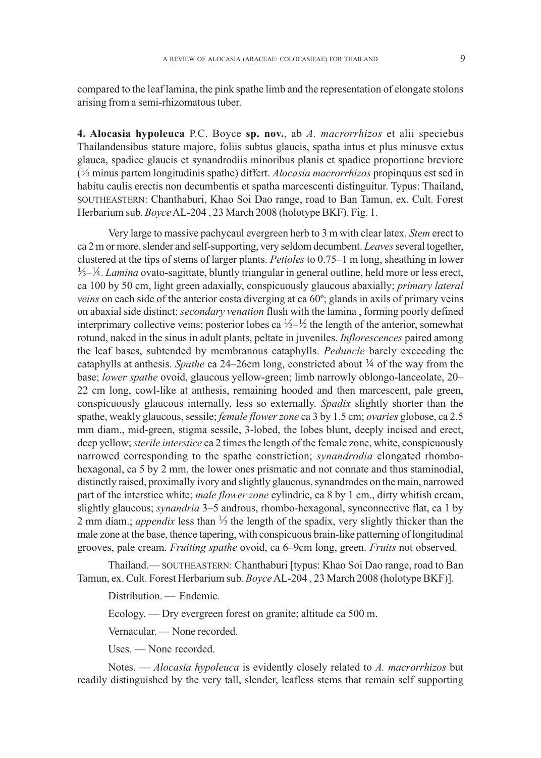compared to the leaf lamina, the pink spathe limb and the representation of elongate stolons arising from a semi-rhizomatous tuber.

**4. Alocasia hypoleuca** P.C. Boyce **sp. nov.**, ab *A. macrorrhizos* et alii speciebus Thailandensibus stature majore, foliis subtus glaucis, spatha intus et plus minusve extus glauca, spadice glaucis et synandrodiis minoribus planis et spadice proportione breviore (⅓ minus partem longitudinis spathe) differt. *Alocasia macrorrhizos* propinquus est sed in habitu caulis erectis non decumbentis et spatha marcescenti distinguitur. Typus: Thailand, SOUTHEASTERN: Chanthaburi, Khao Soi Dao range, road to Ban Tamun, ex. Cult. Forest Herbarium sub. *Boyce* AL-204 , 23 March 2008 (holotype BKF). Fig. 1.

Very large to massive pachycaul evergreen herb to 3 m with clear latex. *Stem* erect to ca 2 m or more, slender and self-supporting, very seldom decumbent. *Leaves* several together, clustered at the tips of stems of larger plants. *Petioles* to 0.75–1 m long, sheathing in lower ⅓–¼. *Lamina* ovato-sagittate, bluntly triangular in general outline, held more or less erect, ca 100 by 50 cm, light green adaxially, conspicuously glaucous abaxially; *primary lateral veins* on each side of the anterior costa diverging at ca 60º; glands in axils of primary veins on abaxial side distinct; *secondary venation* flush with the lamina , forming poorly defined interprimary collective veins; posterior lobes ca ⅓–½ the length of the anterior, somewhat rotund, naked in the sinus in adult plants, peltate in juveniles. *Inflorescences* paired among the leaf bases, subtended by membranous cataphylls. *Peduncle* barely exceeding the cataphylls at anthesis. *Spathe* ca 24–26cm long, constricted about ¼ of the way from the base; *lower spathe* ovoid, glaucous yellow-green; limb narrowly oblongo-lanceolate, 20–22 cm long, cowl-like at anthesis, remaining hooded and then marcescent, pale green, conspicuously glaucous internally, less so externally. *Spadix* slightly shorter than the spathe, weakly glaucous, sessile; *female flower zone* ca 3 by 1.5 cm; *ovaries* globose, ca 2.5 mm diam., mid-green, stigma sessile, 3-lobed, the lobes blunt, deeply incised and erect, deep yellow; *sterile interstice* ca 2 times the length of the female zone, white, conspicuously narrowed corresponding to the spathe constriction; *synandrodia* elongated rhombo-hexagonal, ca 5 by 2 mm, the lower ones prismatic and not connate and thus staminodial, distinctly raised, proximally ivory and slightly glaucous, synandrodes on the main, narrowed part of the interstice white; *male flower zone* cylindric, ca 8 by 1 cm., dirty whitish cream, slightly glaucous; *synandria* 3–5 androus, rhombo-hexagonal, synconnective flat, ca 1 by 2 mm diam.; *appendix* less than ⅓ the length of the spadix, very slightly thicker than the male zone at the base, thence tapering, with conspicuous brain-like patterning of longitudinal grooves, pale cream. *Fruiting spathe* ovoid, ca 6–9cm long, green. *Fruits* not observed.

Thailand.— SOUTHEASTERN: Chanthaburi [typus: Khao Soi Dao range, road to Ban Tamun, ex. Cult. Forest Herbarium sub. *Boyce* AL-204 , 23 March 2008 (holotype BKF)].

Distribution. — Endemic.

Ecology. — Dry evergreen forest on granite; altitude ca 500 m.

Vernacular. — None recorded.

Uses. — None recorded.

Notes. — *Alocasia hypoleuca* is evidently closely related to *A. macrorrhizos* but readily distinguished by the very tall, slender, leafless stems that remain self supporting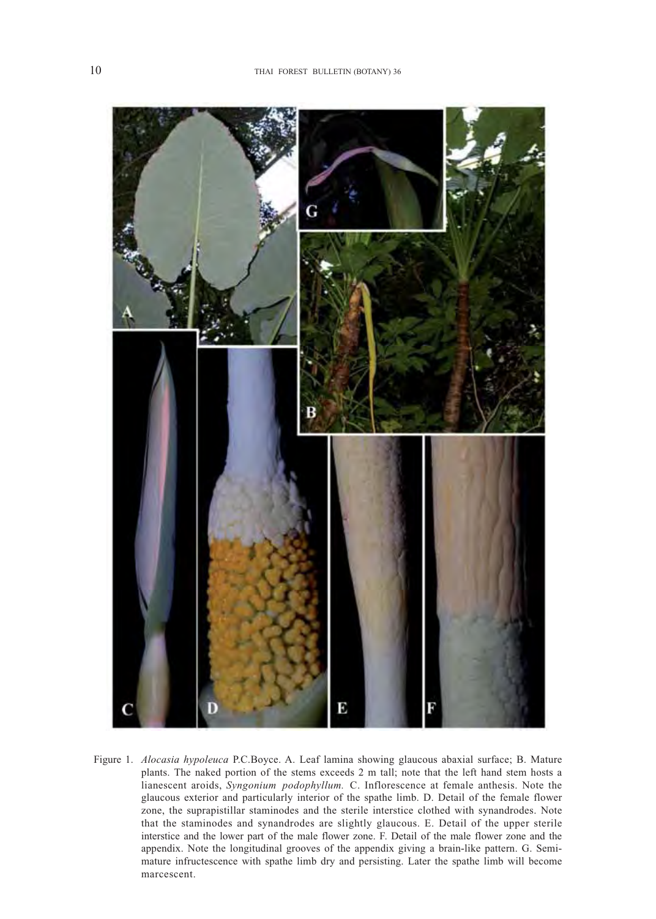Figure 1. *Alocasia hypoleuca* P.C.Boyce. A. Leaf lamina showing glaucous abaxial surface; B. Mature plants. The naked portion of the stems exceeds 2 m tall; note that the left hand stem hosts a lianescent aroids, *Syngonium podophyllum.* C. Inflorescence at female anthesis. Note the glaucous exterior and particularly interior of the spathe limb. D. Detail of the female flower zone, the suprapistillar staminodes and the sterile interstice clothed with synandrodes. Note that the staminodes and synandrodes are slightly glaucous. E. Detail of the upper sterile interstice and the lower part of the male flower zone. F. Detail of the male flower zone and the appendix. Note the longitudinal grooves of the appendix giving a brain-like pattern. G. Semi-mature infructescence with spathe limb dry and persisting. Later the spathe limb will become marcescent.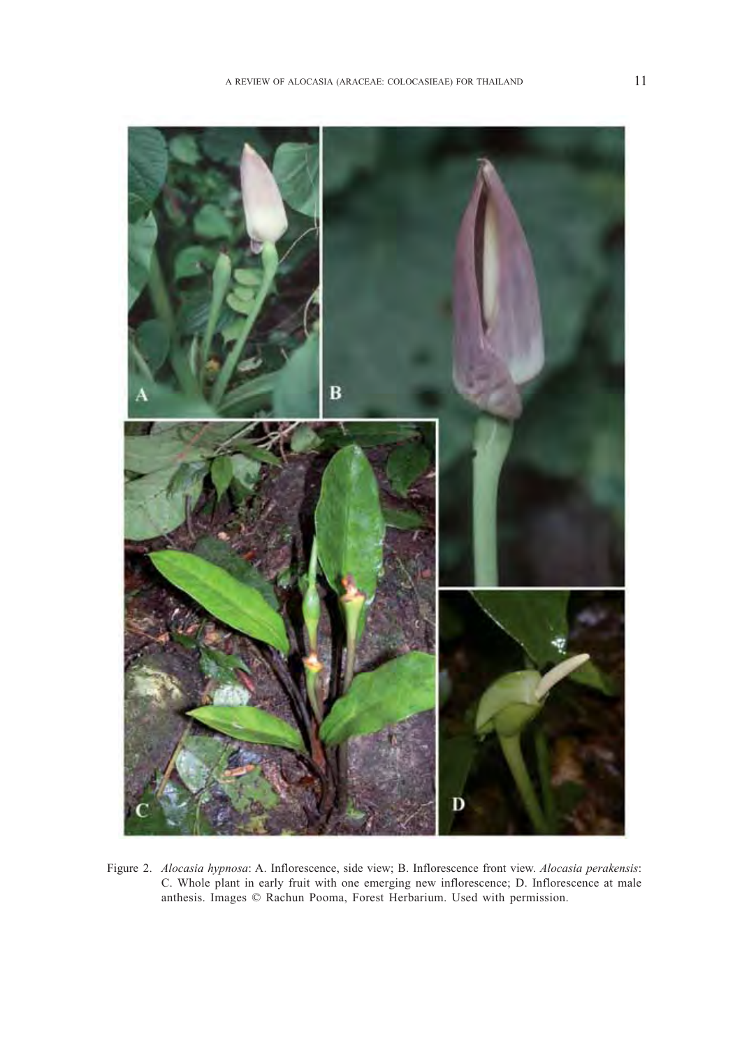Figure 2. *Alocasia hypnosa*: A. Inflorescence, side view; B. Inflorescence front view. *Alocasia perakensis*: C. Whole plant in early fruit with one emerging new inflorescence; D. Inflorescence at male anthesis. Images © Rachun Pooma, Forest Herbarium. Used with permission.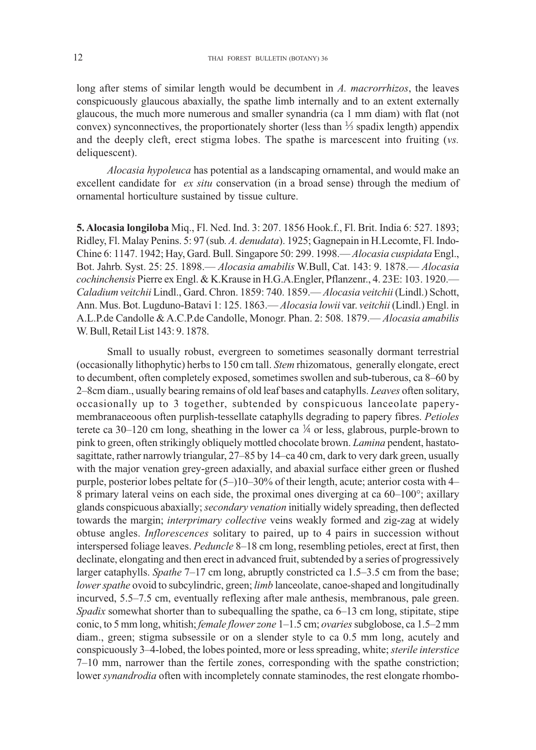long after stems of similar length would be decumbent in *A. macrorrhizos*, the leaves conspicuously glaucous abaxially, the spathe limb internally and to an extent externally glaucous, the much more numerous and smaller synandria (ca 1 mm diam) with flat (not convex) synconnectives, the proportionately shorter (less than ⅓ spadix length) appendix and the deeply cleft, erect stigma lobes. The spathe is marcescent into fruiting (*vs.* deliquescent).

*Alocasia hypoleuca* has potential as a landscaping ornamental, and would make an excellent candidate for *ex situ* conservation (in a broad sense) through the medium of ornamental horticulture sustained by tissue culture.

**5. Alocasia longiloba** Miq., Fl. Ned. Ind. 3: 207. 1856 Hook.f., Fl. Brit. India 6: 527. 1893; Ridley, Fl. Malay Penins. 5: 97 (sub. *A. denudata*). 1925; Gagnepain in H.Lecomte, Fl. Indo-Chine 6: 1147. 1942; Hay, Gard. Bull. Singapore 50: 299. 1998.— *Alocasia cuspidata* Engl., Bot. Jahrb. Syst. 25: 25. 1898.— *Alocasia amabilis* W.Bull, Cat. 143: 9. 1878.— *Alocasia cochinchensis* Pierre ex Engl. & K.Krause in H.G.A.Engler, Pflanzenr., 4. 23E: 103. 1920.— *Caladium veitchii* Lindl., Gard. Chron. 1859: 740. 1859.— *Alocasia veitchii* (Lindl.) Schott, Ann. Mus. Bot. Lugduno-Batavi 1: 125. 1863.— *Alocasia lowii* var. *veitchii* (Lindl.) Engl. in A.L.P.de Candolle & A.C.P.de Candolle, Monogr. Phan. 2: 508. 1879.— *Alocasia amabilis* W. Bull, Retail List 143: 9. 1878.

Small to usually robust, evergreen to sometimes seasonally dormant terrestrial (occasionally lithophytic) herbs to 150 cm tall. *Stem* rhizomatous, generally elongate, erect to decumbent, often completely exposed, sometimes swollen and sub-tuberous, ca 8–60 by 2–8cm diam., usually bearing remains of old leaf bases and cataphylls. *Leaves* often solitary, occasionally up to 3 together, subtended by conspicuous lanceolate papery-membranaceoous often purplish-tessellate cataphylls degrading to papery fibres. *Petioles* terete ca 30–120 cm long, sheathing in the lower ca ¼ or less, glabrous, purple-brown to pink to green, often strikingly obliquely mottled chocolate brown. *Lamina* pendent, hastato-sagittate, rather narrowly triangular, 27–85 by 14–ca 40 cm, dark to very dark green, usually with the major venation grey-green adaxially, and abaxial surface either green or flushed purple, posterior lobes peltate for (5–)10–30% of their length, acute; anterior costa with 4–8 primary lateral veins on each side, the proximal ones diverging at ca 60–100°; axillary glands conspicuous abaxially; *secondary venation* initially widely spreading, then deflected towards the margin; *interprimary collective* veins weakly formed and zig-zag at widely obtuse angles. *Inflorescences* solitary to paired, up to 4 pairs in succession without interspersed foliage leaves. *Peduncle* 8–18 cm long, resembling petioles, erect at first, then declinate, elongating and then erect in advanced fruit, subtended by a series of progressively larger cataphylls. *Spathe* 7–17 cm long, abruptly constricted ca 1.5–3.5 cm from the base; *lower spathe* ovoid to subcylindric, green; *limb* lanceolate, canoe-shaped and longitudinally incurved, 5.5–7.5 cm, eventually reflexing after male anthesis, membranous, pale green. *Spadix* somewhat shorter than to subequalling the spathe, ca 6–13 cm long, stipitate, stipe conic, to 5 mm long, whitish; *female flower zone* 1–1.5 cm; *ovaries* subglobose, ca 1.5–2 mm diam., green; stigma subsessile or on a slender style to ca 0.5 mm long, acutely and conspicuously 3–4-lobed, the lobes pointed, more or less spreading, white; *sterile interstice* 7–10 mm, narrower than the fertile zones, corresponding with the spathe constriction; lower *synandrodia* often with incompletely connate staminodes, the rest elongate rhombo-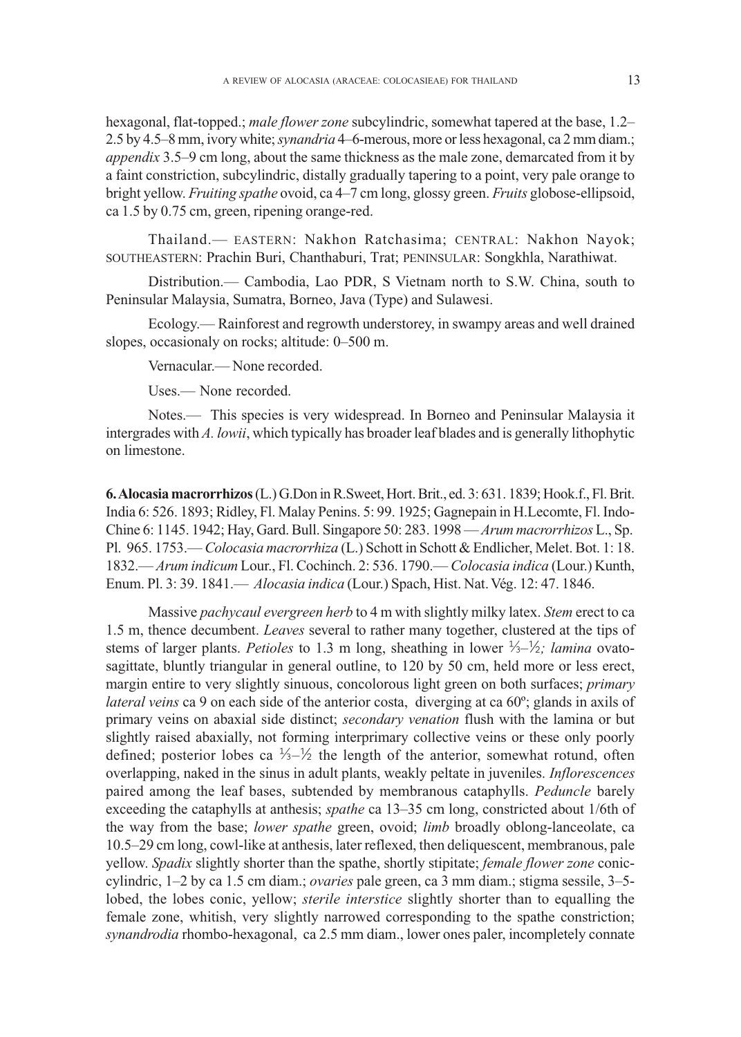hexagonal, flat-topped.; *male flower zone* subcylindric, somewhat tapered at the base, 1.2–2.5 by 4.5–8 mm, ivory white; *synandria* 4–6-merous, more or less hexagonal, ca 2 mm diam.; *appendix* 3.5–9 cm long, about the same thickness as the male zone, demarcated from it by a faint constriction, subcylindric, distally gradually tapering to a point, very pale orange to bright yellow. *Fruiting spathe* ovoid, ca 4–7 cm long, glossy green. *Fruits* globose-ellipsoid, ca 1.5 by 0.75 cm, green, ripening orange-red.

Thailand.— EASTERN: Nakhon Ratchasima; CENTRAL: Nakhon Nayok; SOUTHEASTERN: Prachin Buri, Chanthaburi, Trat; PENINSULAR: Songkhla, Narathiwat.

Distribution.— Cambodia, Lao PDR, S Vietnam north to S.W. China, south to Peninsular Malaysia, Sumatra, Borneo, Java (Type) and Sulawesi.

Ecology.— Rainforest and regrowth understorey, in swampy areas and well drained slopes, occasionaly on rocks; altitude: 0–500 m.

Vernacular.— None recorded.

Uses.— None recorded.

Notes.— This species is very widespread. In Borneo and Peninsular Malaysia it intergrades with *A. lowii*, which typically has broader leaf blades and is generally lithophytic on limestone.

**6. Alocasia macrorrhizos** (L.) G.Don in R.Sweet, Hort. Brit., ed. 3: 631. 1839; Hook.f., Fl. Brit. India 6: 526. 1893; Ridley, Fl. Malay Penins. 5: 99. 1925; Gagnepain in H.Lecomte, Fl. Indo-Chine 6: 1145. 1942; Hay, Gard. Bull. Singapore 50: 283. 1998 — *Arum macrorrhizos* L., Sp. Pl. 965. 1753.— *Colocasia macrorrhiza* (L.) Schott in Schott & Endlicher, Melet. Bot. 1: 18. 1832.— *Arum indicum* Lour., Fl. Cochinch. 2: 536. 1790.— *Colocasia indica* (Lour.) Kunth, Enum. Pl. 3: 39. 1841.— *Alocasia indica* (Lour.) Spach, Hist. Nat. Vég. 12: 47. 1846.

Massive *pachycaul evergreen herb* to 4 m with slightly milky latex. *Stem* erect to ca 1.5 m, thence decumbent. *Leaves* several to rather many together, clustered at the tips of stems of larger plants. *Petioles* to 1.3 m long, sheathing in lower ⅓–½; *lamina* ovato-sagittate, bluntly triangular in general outline, to 120 by 50 cm, held more or less erect, margin entire to very slightly sinuous, concolorous light green on both surfaces; *primary lateral veins* ca 9 on each side of the anterior costa, diverging at ca 60º; glands in axils of primary veins on abaxial side distinct; *secondary venation* flush with the lamina or but slightly raised abaxially, not forming interprimary collective veins or these only poorly defined; posterior lobes ca ⅓–½ the length of the anterior, somewhat rotund, often overlapping, naked in the sinus in adult plants, weakly peltate in juveniles. *Inflorescences* paired among the leaf bases, subtended by membranous cataphylls. *Peduncle* barely exceeding the cataphylls at anthesis; *spathe* ca 13–35 cm long, constricted about 1/6th of the way from the base; *lower spathe* green, ovoid; *limb* broadly oblong-lanceolate, ca 10.5–29 cm long, cowl-like at anthesis, later reflexed, then deliquescent, membranous, pale yellow. *Spadix* slightly shorter than the spathe, shortly stipitate; *female flower zone* conic-cylindric, 1–2 by ca 1.5 cm diam.; *ovaries* pale green, ca 3 mm diam.; stigma sessile, 3–5-lobed, the lobes conic, yellow; *sterile interstice* slightly shorter than to equalling the female zone, whitish, very slightly narrowed corresponding to the spathe constriction; *synandrodia* rhombo-hexagonal, ca 2.5 mm diam., lower ones paler, incompletely connate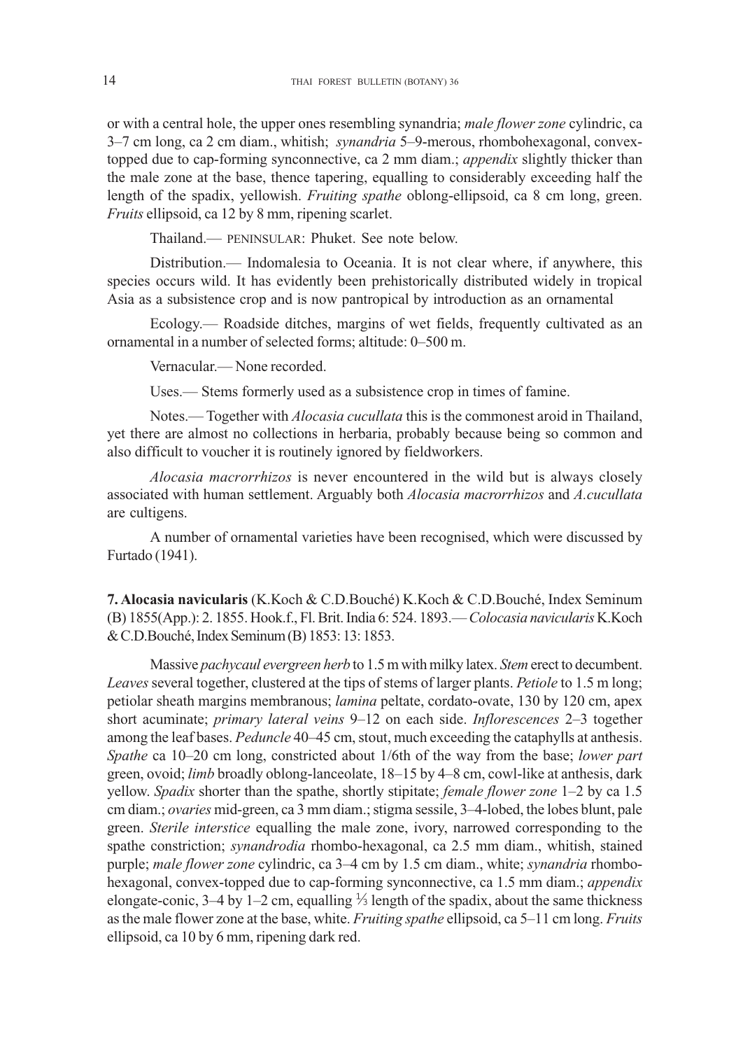or with a central hole, the upper ones resembling synandria; *male flower zone* cylindric, ca 3–7 cm long, ca 2 cm diam., whitish; *synandria* 5–9-merous, rhombohexagonal, convex-topped due to cap-forming synconnective, ca 2 mm diam.; *appendix* slightly thicker than the male zone at the base, thence tapering, equalling to considerably exceeding half the length of the spadix, yellowish. *Fruiting spathe* oblong-ellipsoid, ca 8 cm long, green. *Fruits* ellipsoid, ca 12 by 8 mm, ripening scarlet.

Thailand.— PENINSULAR: Phuket. See note below.

Distribution.— Indomalesia to Oceania. It is not clear where, if anywhere, this species occurs wild. It has evidently been prehistorically distributed widely in tropical Asia as a subsistence crop and is now pantropical by introduction as an ornamental

Ecology.— Roadside ditches, margins of wet fields, frequently cultivated as an ornamental in a number of selected forms; altitude: 0–500 m.

Vernacular.— None recorded.

Uses.— Stems formerly used as a subsistence crop in times of famine.

Notes.— Together with *Alocasia cucullata* this is the commonest aroid in Thailand, yet there are almost no collections in herbaria, probably because being so common and also difficult to voucher it is routinely ignored by fieldworkers.

*Alocasia macrorrhizos* is never encountered in the wild but is always closely associated with human settlement. Arguably both *Alocasia macrorrhizos* and *A.cucullata* are cultigens.

A number of ornamental varieties have been recognised, which were discussed by Furtado (1941).

**7. Alocasia navicularis** (K.Koch & C.D.Bouché) K.Koch & C.D.Bouché, Index Seminum (B) 1855(App.): 2. 1855. Hook.f., Fl. Brit. India 6: 524. 1893.— *Colocasia navicularis* K.Koch & C.D.Bouché, Index Seminum (B) 1853: 13: 1853.

Massive *pachycaul evergreen herb* to 1.5 m with milky latex. *Stem* erect to decumbent. *Leaves* several together, clustered at the tips of stems of larger plants. *Petiole* to 1.5 m long; petiolar sheath margins membranous; *lamina* peltate, cordato-ovate, 130 by 120 cm, apex short acuminate; *primary lateral veins* 9–12 on each side. *Inflorescences* 2–3 together among the leaf bases. *Peduncle* 40–45 cm, stout, much exceeding the cataphylls at anthesis. *Spathe* ca 10–20 cm long, constricted about 1/6th of the way from the base; *lower part* green, ovoid; *limb* broadly oblong-lanceolate, 18–15 by 4–8 cm, cowl-like at anthesis, dark yellow. *Spadix* shorter than the spathe, shortly stipitate; *female flower zone* 1–2 by ca 1.5 cm diam.; *ovaries* mid-green, ca 3 mm diam.; stigma sessile, 3–4-lobed, the lobes blunt, pale green. *Sterile interstice* equalling the male zone, ivory, narrowed corresponding to the spathe constriction; *synandrodia* rhombo-hexagonal, ca 2.5 mm diam., whitish, stained purple; *male flower zone* cylindric, ca 3–4 cm by 1.5 cm diam., white; *synandria* rhombo-hexagonal, convex-topped due to cap-forming synconnective, ca 1.5 mm diam.; *appendix* elongate-conic, 3–4 by 1–2 cm, equalling ⅓ length of the spadix, about the same thickness as the male flower zone at the base, white. *Fruiting spathe* ellipsoid, ca 5–11 cm long. *Fruits* ellipsoid, ca 10 by 6 mm, ripening dark red.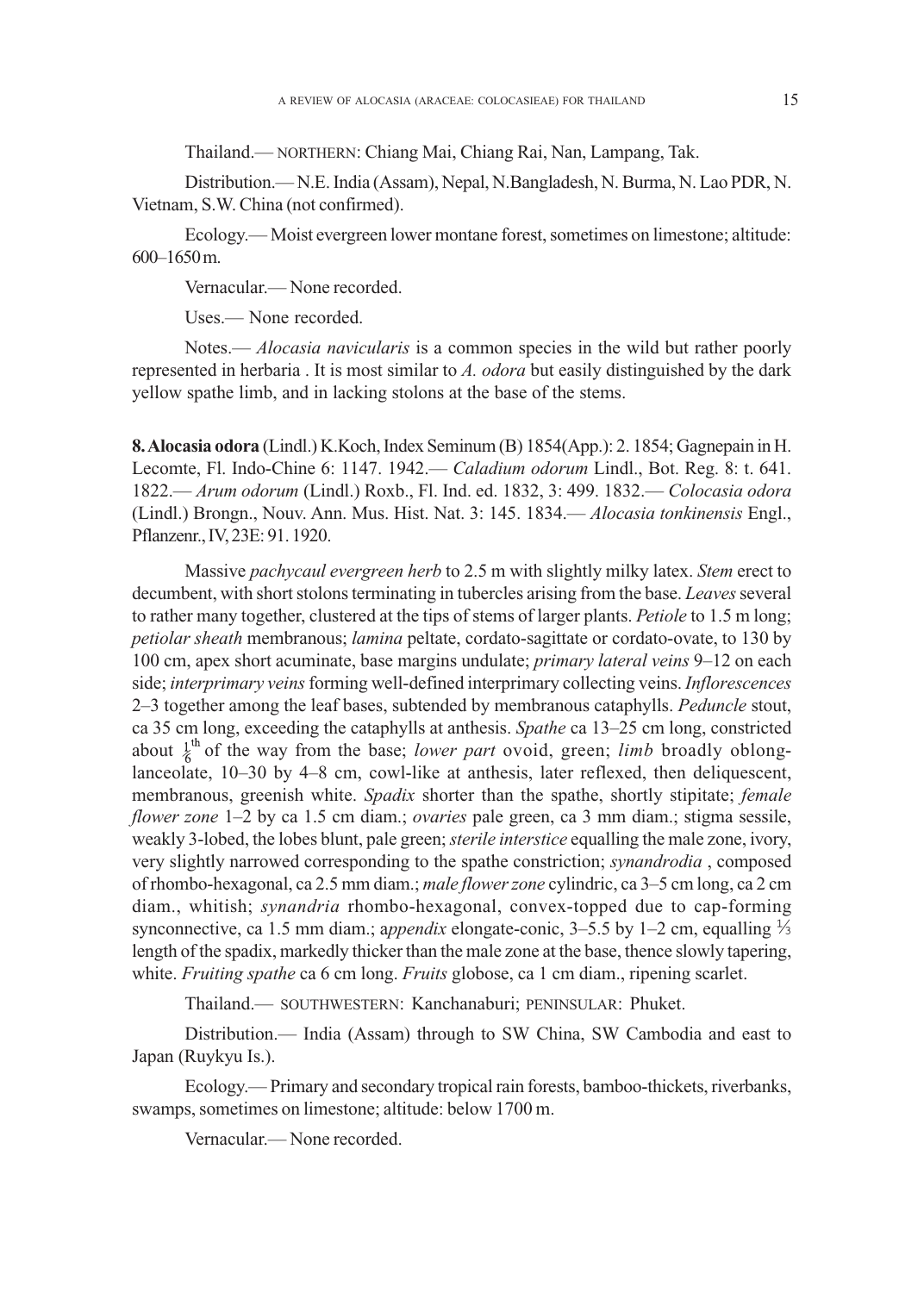Thailand.— NORTHERN: Chiang Mai, Chiang Rai, Nan, Lampang, Tak.

Distribution.— N.E. India (Assam), Nepal, N.Bangladesh, N. Burma, N. Lao PDR, N. Vietnam, S.W. China (not confirmed).

Ecology.— Moist evergreen lower montane forest, sometimes on limestone; altitude: 600–1650 m.

Vernacular.— None recorded.

Uses.— None recorded.

Notes.— *Alocasia navicularis* is a common species in the wild but rather poorly represented in herbaria . It is most similar to *A. odora* but easily distinguished by the dark yellow spathe limb, and in lacking stolons at the base of the stems.

**8. Alocasia odora** (Lindl.) K.Koch, Index Seminum (B) 1854(App.): 2. 1854; Gagnepain in H. Lecomte, Fl. Indo-Chine 6: 1147. 1942.— *Caladium odorum* Lindl., Bot. Reg. 8: t. 641. 1822.— *Arum odorum* (Lindl.) Roxb., Fl. Ind. ed. 1832, 3: 499. 1832.— *Colocasia odora* (Lindl.) Brongn., Nouv. Ann. Mus. Hist. Nat. 3: 145. 1834.— *Alocasia tonkinensis* Engl., Pflanzenr., IV, 23E: 91. 1920.

Massive *pachycaul evergreen herb* to 2.5 m with slightly milky latex. *Stem* erect to decumbent, with short stolons terminating in tubercles arising from the base. *Leaves* several to rather many together, clustered at the tips of stems of larger plants. *Petiole* to 1.5 m long; *petiolar sheath* membranous; *lamina* peltate, cordato-sagittate or cordato-ovate, to 130 by 100 cm, apex short acuminate, base margins undulate; *primary lateral veins* 9–12 on each side; *interprimary veins* forming well-defined interprimary collecting veins. *Inflorescences* 2–3 together among the leaf bases, subtended by membranous cataphylls. *Peduncle* stout, ca 35 cm long, exceeding the cataphylls at anthesis. *Spathe* ca 13–25 cm long, constricted about $\frac{1}{6}^{th}$ of the way from the base; *lower part* ovoid, green; *limb* broadly oblong-lanceolate, 10–30 by 4–8 cm, cowl-like at anthesis, later reflexed, then deliquescent, membranous, greenish white. *Spadix* shorter than the spathe, shortly stipitate; *female flower zone* 1–2 by ca 1.5 cm diam.; *ovaries* pale green, ca 3 mm diam.; stigma sessile, weakly 3-lobed, the lobes blunt, pale green; *sterile interstice* equalling the male zone, ivory, very slightly narrowed corresponding to the spathe constriction; *synandrodia* , composed of rhombo-hexagonal, ca 2.5 mm diam.; *male flower zone* cylindric, ca 3–5 cm long, ca 2 cm diam., whitish; *synandria* rhombo-hexagonal, convex-topped due to cap-forming synconnective, ca 1.5 mm diam.; *appendix* elongate-conic, 3–5.5 by 1–2 cm, equalling ⅓ length of the spadix, markedly thicker than the male zone at the base, thence slowly tapering, white. *Fruiting spathe* ca 6 cm long. *Fruits* globose, ca 1 cm diam., ripening scarlet.

Thailand.— SOUTHWESTERN: Kanchanaburi; PENINSULAR: Phuket.

Distribution.— India (Assam) through to SW China, SW Cambodia and east to Japan (Ruykyu Is.).

Ecology.— Primary and secondary tropical rain forests, bamboo-thickets, riverbanks, swamps, sometimes on limestone; altitude: below 1700 m.

Vernacular.— None recorded.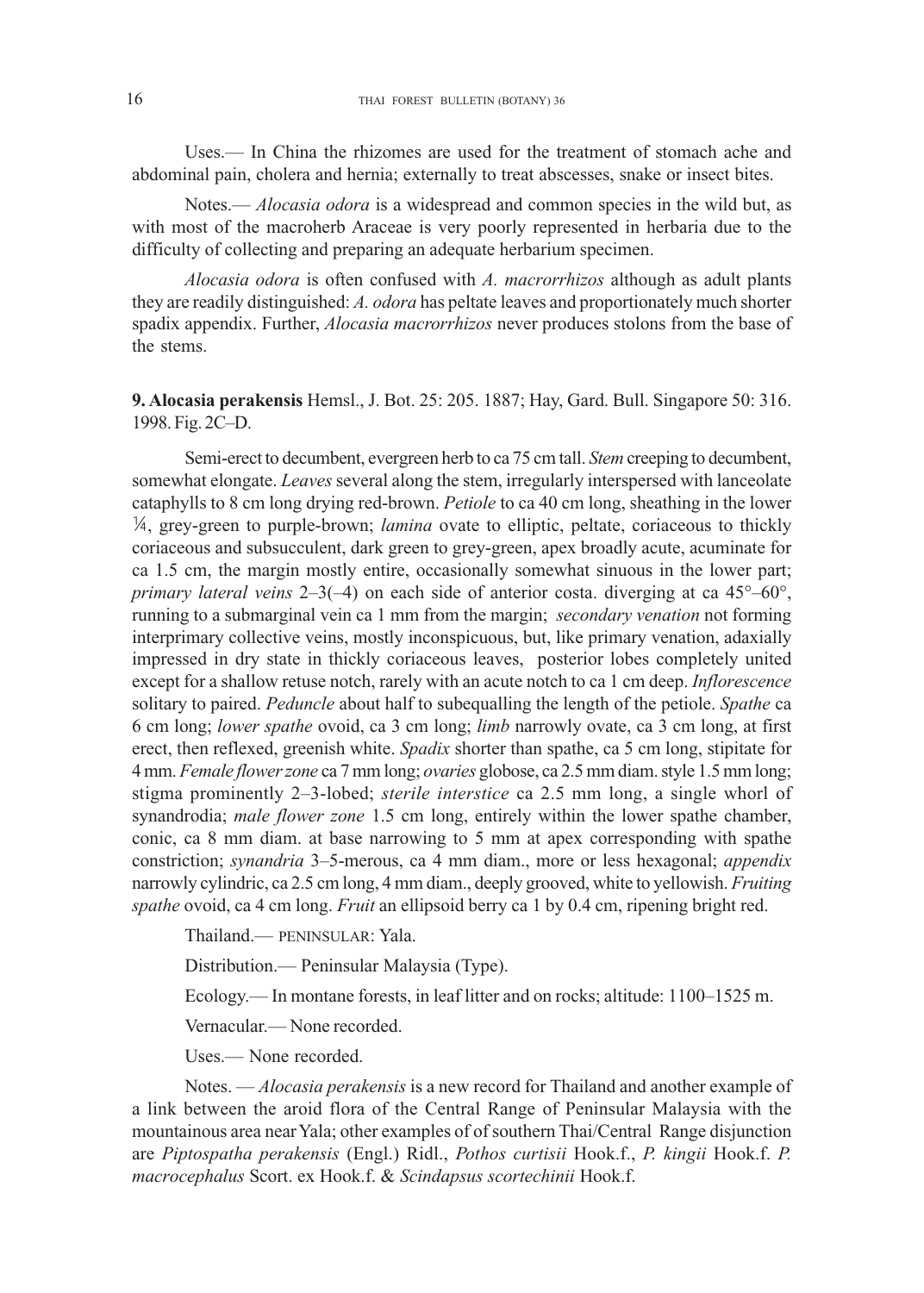Uses.— In China the rhizomes are used for the treatment of stomach ache and abdominal pain, cholera and hernia; externally to treat abscesses, snake or insect bites.

Notes.— *Alocasia odora* is a widespread and common species in the wild but, as with most of the macroherb Araceae is very poorly represented in herbaria due to the difficulty of collecting and preparing an adequate herbarium specimen.

*Alocasia odora* is often confused with *A. macrorrhizos* although as adult plants they are readily distinguished: *A. odora* has peltate leaves and proportionately much shorter spadix appendix. Further, *Alocasia macrorrhizos* never produces stolons from the base of the stems.

**9. Alocasia perakensis** Hemsl., J. Bot. 25: 205. 1887; Hay, Gard. Bull. Singapore 50: 316. 1998. Fig. 2C–D.

Semi-erect to decumbent, evergreen herb to ca 75 cm tall. *Stem* creeping to decumbent, somewhat elongate. *Leaves* several along the stem, irregularly interspersed with lanceolate cataphylls to 8 cm long drying red-brown. *Petiole* to ca 40 cm long, sheathing in the lower ¼, grey-green to purple-brown; *lamina* ovate to elliptic, peltate, coriaceous to thickly coriaceous and subsucculent, dark green to grey-green, apex broadly acute, acuminate for ca 1.5 cm, the margin mostly entire, occasionally somewhat sinuous in the lower part; *primary lateral veins* 2–3(–4) on each side of anterior costa. diverging at ca 45°–60°, running to a submarginal vein ca 1 mm from the margin; *secondary venation* not forming interprimary collective veins, mostly inconspicuous, but, like primary venation, adaxially impressed in dry state in thickly coriaceous leaves, posterior lobes completely united except for a shallow retuse notch, rarely with an acute notch to ca 1 cm deep. *Inflorescence* solitary to paired. *Peduncle* about half to subequalling the length of the petiole. *Spathe* ca 6 cm long; *lower spathe* ovoid, ca 3 cm long; *limb* narrowly ovate, ca 3 cm long, at first erect, then reflexed, greenish white. *Spadix* shorter than spathe, ca 5 cm long, stipitate for 4 mm. *Female flower zone* ca 7 mm long; *ovaries* globose, ca 2.5 mm diam. style 1.5 mm long; stigma prominently 2–3-lobed; *sterile interstice* ca 2.5 mm long, a single whorl of synandrodia; *male flower zone* 1.5 cm long, entirely within the lower spathe chamber, conic, ca 8 mm diam. at base narrowing to 5 mm at apex corresponding with spathe constriction; *synandria* 3–5-merous, ca 4 mm diam., more or less hexagonal; *appendix* narrowly cylindric, ca 2.5 cm long, 4 mm diam., deeply grooved, white to yellowish. *Fruiting spathe* ovoid, ca 4 cm long. *Fruit* an ellipsoid berry ca 1 by 0.4 cm, ripening bright red.

Thailand.— PENINSULAR: Yala.

Distribution.— Peninsular Malaysia (Type).

Ecology.— In montane forests, in leaf litter and on rocks; altitude: 1100–1525 m.

Vernacular.— None recorded.

Uses.— None recorded.

Notes. — *Alocasia perakensis* is a new record for Thailand and another example of a link between the aroid flora of the Central Range of Peninsular Malaysia with the mountainous area near Yala; other examples of of southern Thai/Central Range disjunction are *Piptospatha perakensis* (Engl.) Ridl., *Pothos curtisii* Hook.f., *P. kingii* Hook.f. *P. macrocephalus* Scort. ex Hook.f. & *Scindapsus scortechinii* Hook.f.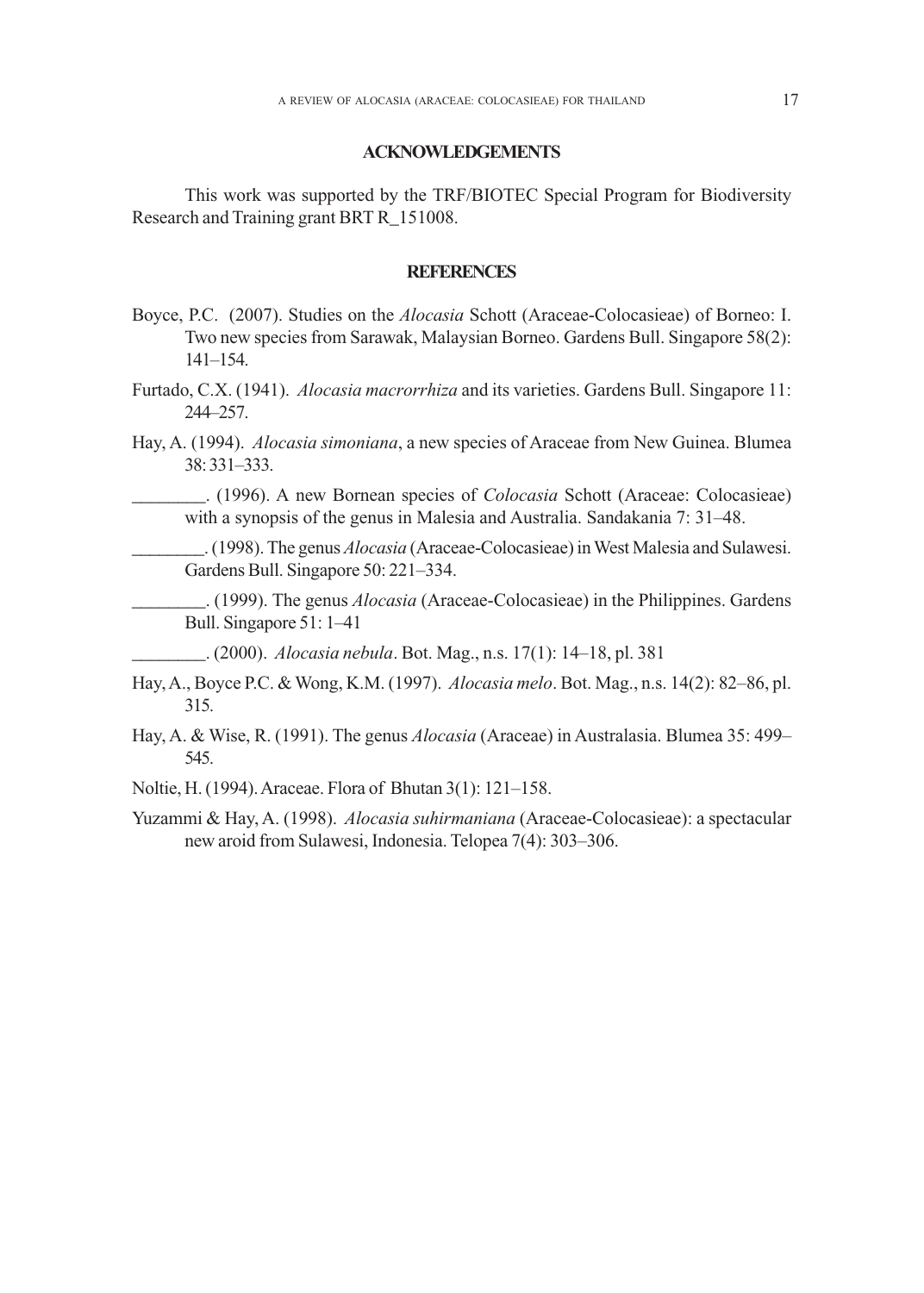## ACKNOWLEDGEMENTS

This work was supported by the TRF/BIOTEC Special Program for Biodiversity Research and Training grant BRT R_151008.

## REFERENCES

Boyce, P.C. (2007). Studies on the *Alocasia* Schott (Araceae-Colocasieae) of Borneo: I. Two new species from Sarawak, Malaysian Borneo. Gardens Bull. Singapore 58(2): 141–154.

Furtado, C.X. (1941). *Alocasia macrorrhiza* and its varieties. Gardens Bull. Singapore 11: 244–257.

Hay, A. (1994). *Alocasia simoniana*, a new species of Araceae from New Guinea. Blumea 38: 331–333.

________. (1996). A new Bornean species of *Colocasia* Schott (Araceae: Colocasieae) with a synopsis of the genus in Malesia and Australia. Sandakania 7: 31–48.

________. (1998). The genus *Alocasia* (Araceae-Colocasieae) in West Malesia and Sulawesi. Gardens Bull. Singapore 50: 221–334.

________. (1999). The genus *Alocasia* (Araceae-Colocasieae) in the Philippines. Gardens Bull. Singapore 51: 1–41

________. (2000). *Alocasia nebula*. Bot. Mag., n.s. 17(1): 14–18, pl. 381

Hay, A., Boyce P.C. & Wong, K.M. (1997). *Alocasia melo*. Bot. Mag., n.s. 14(2): 82–86, pl. 315.

Hay, A. & Wise, R. (1991). The genus *Alocasia* (Araceae) in Australasia. Blumea 35: 499–545.

Noltie, H. (1994). Araceae. Flora of Bhutan 3(1): 121–158.

Yuzammi & Hay, A. (1998). *Alocasia suhirmaniana* (Araceae-Colocasieae): a spectacular new aroid from Sulawesi, Indonesia. Telopea 7(4): 303–306.